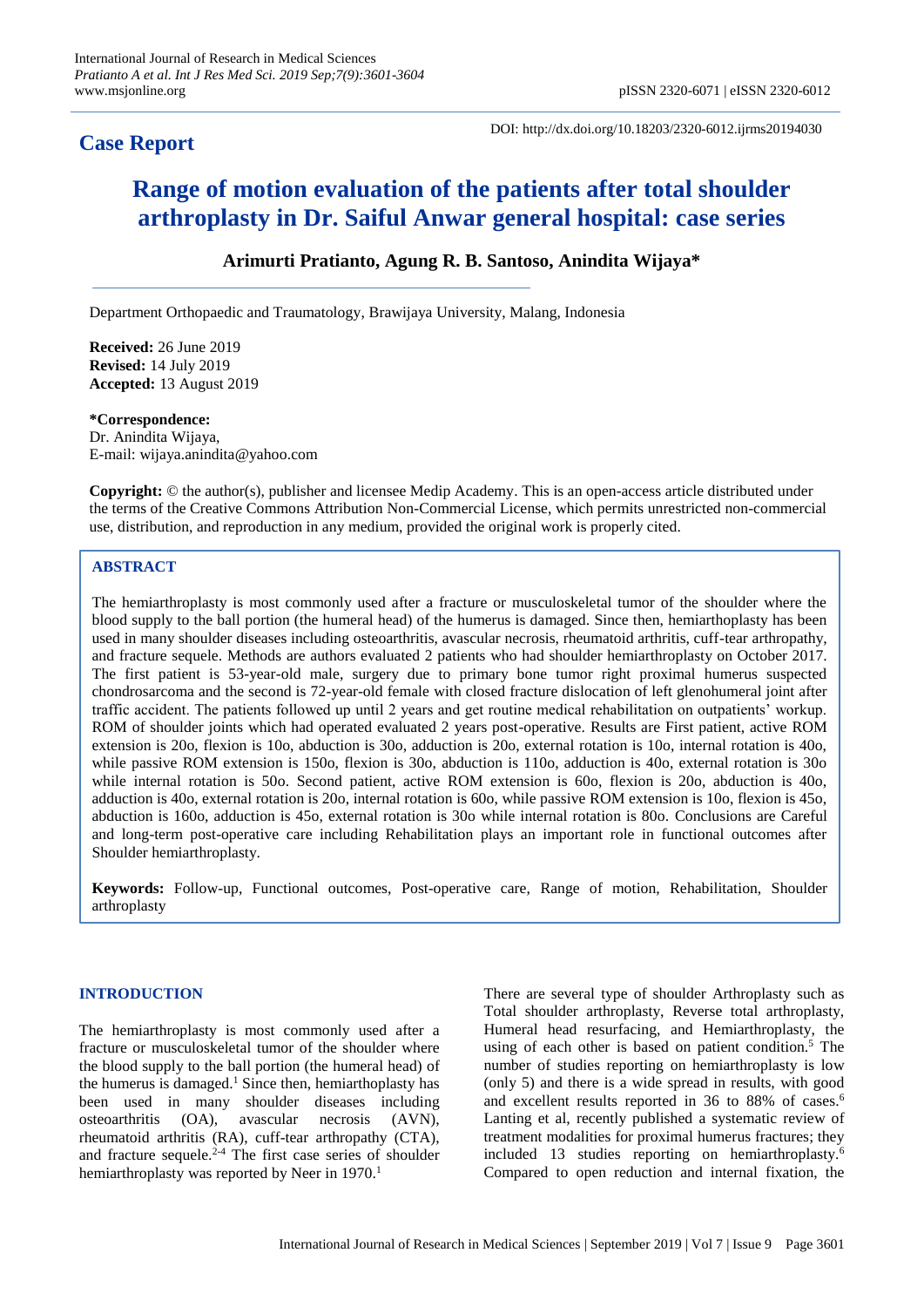# Case Report

DOI: http://dx.doi.org/10.18203/2320-6012.ijrms20194030

# Range of motion evaluation of the patients after total shoulder arthroplasty in Dr. Saiful Anwar general hospital: case series

**Arimurti Pratianto, Agung R. B. Santoso, Anindita Wijaya***

Department Orthopaedic and Traumatology, Brawijaya University, Malang, Indonesia

**Received:** 26 June 2019
**Revised:** 14 July 2019
**Accepted:** 13 August 2019

***Correspondence:**
Dr. Anindita Wijaya,
E-mail: wijaya.anindita@yahoo.com

**Copyright:** © the author(s), publisher and licensee Medip Academy. This is an open-access article distributed under the terms of the Creative Commons Attribution Non-Commercial License, which permits unrestricted non-commercial use, distribution, and reproduction in any medium, provided the original work is properly cited.

## ABSTRACT

The hemiarthroplasty is most commonly used after a fracture or musculoskeletal tumor of the shoulder where the blood supply to the ball portion (the humeral head) of the humerus is damaged. Since then, hemiarthoplasty has been used in many shoulder diseases including osteoarthritis, avascular necrosis, rheumatoid arthritis, cuff-tear arthropathy, and fracture sequele. Methods are authors evaluated 2 patients who had shoulder hemiarthroplasty on October 2017. The first patient is 53-year-old male, surgery due to primary bone tumor right proximal humerus suspected chondrosarcoma and the second is 72-year-old female with closed fracture dislocation of left glenohumeral joint after traffic accident. The patients followed up until 2 years and get routine medical rehabilitation on outpatients' workup. ROM of shoulder joints which had operated evaluated 2 years post-operative. Results are First patient, active ROM extension is 20o, flexion is 10o, abduction is 30o, adduction is 20o, external rotation is 10o, internal rotation is 40o, while passive ROM extension is 150o, flexion is 30o, abduction is 110o, adduction is 40o, external rotation is 30o while internal rotation is 50o. Second patient, active ROM extension is 60o, flexion is 20o, abduction is 40o, adduction is 40o, external rotation is 20o, internal rotation is 60o, while passive ROM extension is 10o, flexion is 45o, abduction is 160o, adduction is 45o, external rotation is 30o while internal rotation is 80o. Conclusions are Careful and long-term post-operative care including Rehabilitation plays an important role in functional outcomes after Shoulder hemiarthroplasty.

**Keywords:** Follow-up, Functional outcomes, Post-operative care, Range of motion, Rehabilitation, Shoulder arthroplasty

## INTRODUCTION

The hemiarthroplasty is most commonly used after a fracture or musculoskeletal tumor of the shoulder where the blood supply to the ball portion (the humeral head) of the humerus is damaged.[1] Since then, hemiarthoplasty has been used in many shoulder diseases including osteoarthritis (OA), avascular necrosis (AVN), rheumatoid arthritis (RA), cuff-tear arthropathy (CTA), and fracture sequele.[2-4] The first case series of shoulder hemiarthroplasty was reported by Neer in 1970.[1]

There are several type of shoulder Arthroplasty such as Total shoulder arthroplasty, Reverse total arthroplasty, Humeral head resurfacing, and Hemiarthroplasty, the using of each other is based on patient condition.[5] The number of studies reporting on hemiarthroplasty is low (only 5) and there is a wide spread in results, with good and excellent results reported in 36 to 88% of cases.[6] Lanting et al, recently published a systematic review of treatment modalities for proximal humerus fractures; they included 13 studies reporting on hemiarthroplasty.[6] Compared to open reduction and internal fixation, the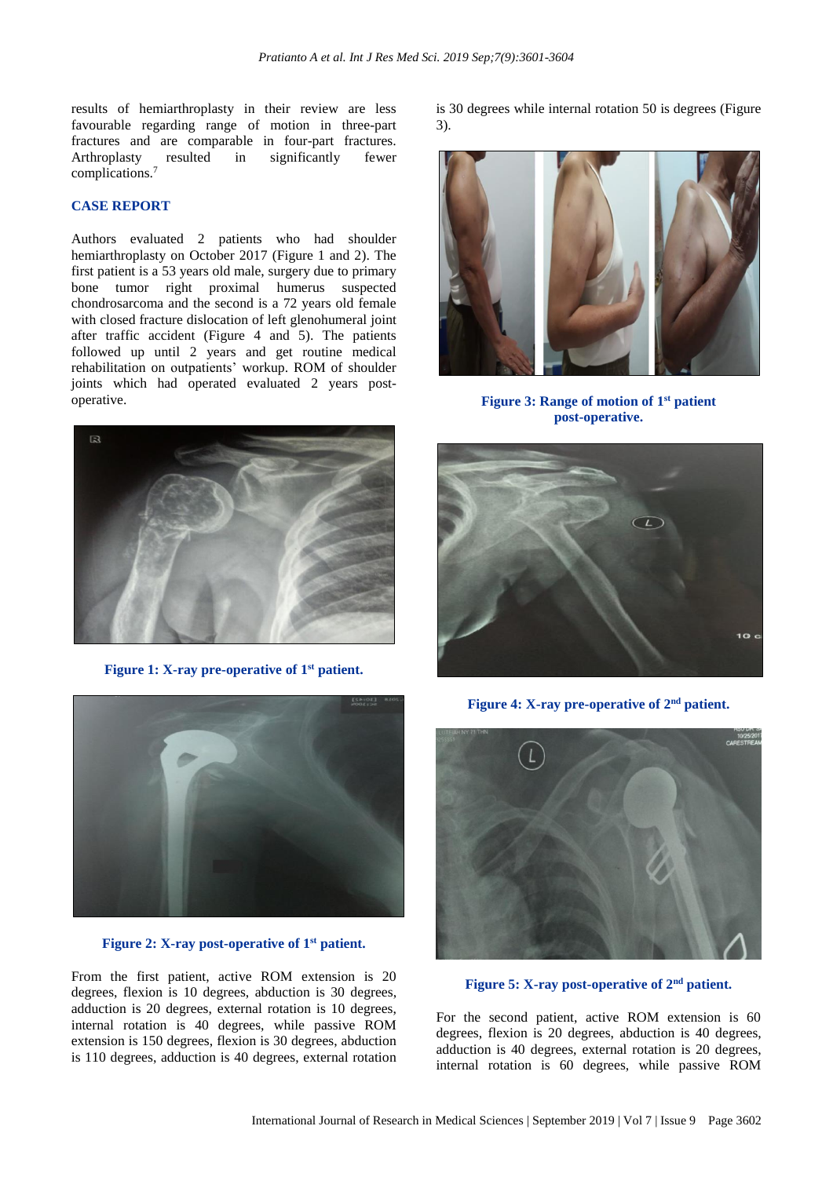results of hemiarthroplasty in their review are less favourable regarding range of motion in three-part fractures and are comparable in four-part fractures. Arthroplasty resulted in significantly fewer complications.[7]

## CASE REPORT

Authors evaluated 2 patients who had shoulder hemiarthroplasty on October 2017 (Figure 1 and 2). The first patient is a 53 years old male, surgery due to primary bone tumor right proximal humerus suspected chondrosarcoma and the second is a 72 years old female with closed fracture dislocation of left glenohumeral joint after traffic accident (Figure 4 and 5). The patients followed up until 2 years and get routine medical rehabilitation on outpatients' workup. ROM of shoulder joints which had operated evaluated 2 years post-operative.

**Figure 1: X-ray pre-operative of 1st patient.**

**Figure 2: X-ray post-operative of 1st patient.**

From the first patient, active ROM extension is 20 degrees, flexion is 10 degrees, abduction is 30 degrees, adduction is 20 degrees, external rotation is 10 degrees, internal rotation is 40 degrees, while passive ROM extension is 150 degrees, flexion is 30 degrees, abduction is 110 degrees, adduction is 40 degrees, external rotation is 30 degrees while internal rotation 50 is degrees (Figure 3).

**Figure 3: Range of motion of 1st patient post-operative.**

**Figure 4: X-ray pre-operative of 2nd patient.**

**Figure 5: X-ray post-operative of 2nd patient.**

For the second patient, active ROM extension is 60 degrees, flexion is 20 degrees, abduction is 40 degrees, adduction is 40 degrees, external rotation is 20 degrees, internal rotation is 60 degrees, while passive ROM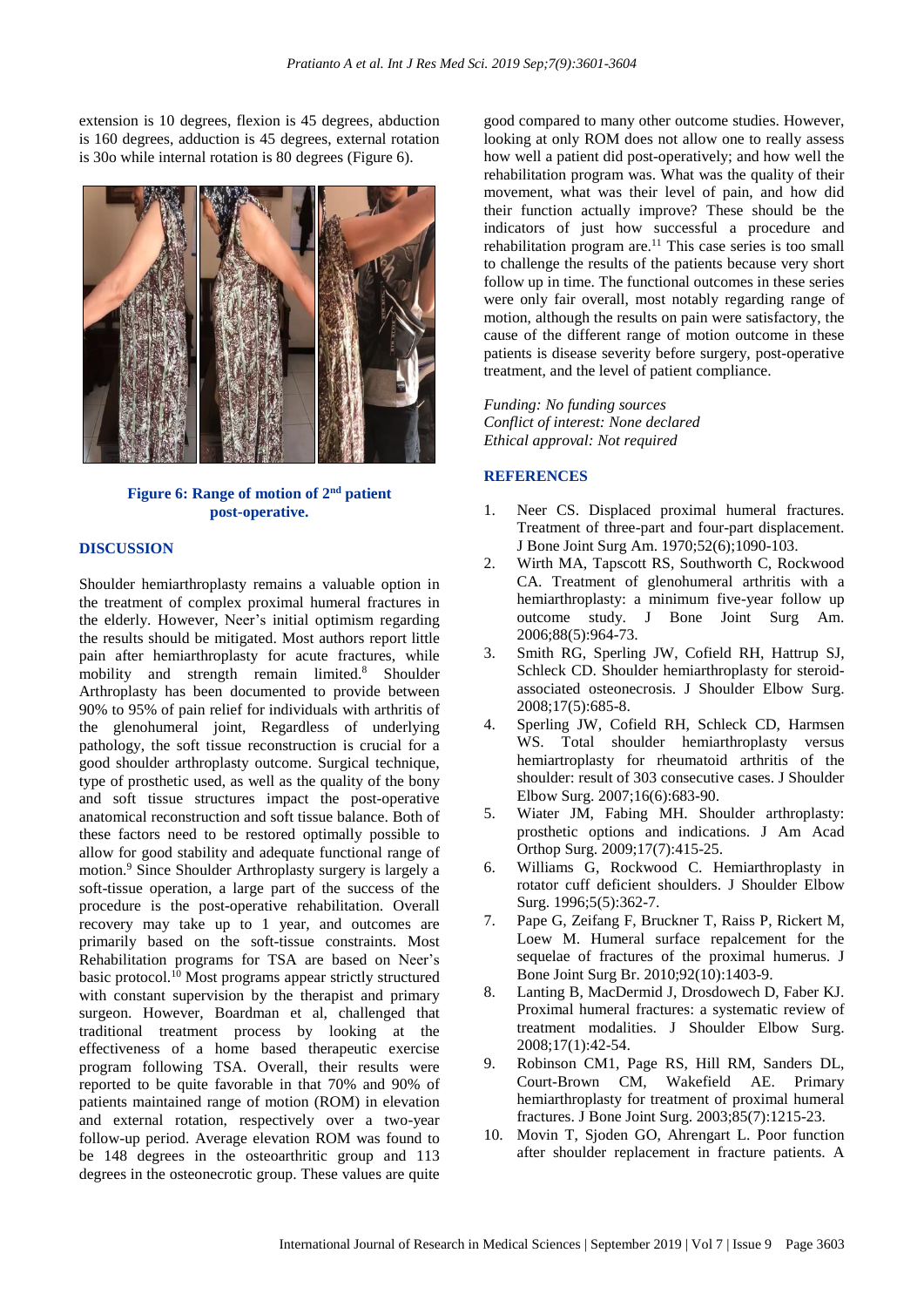extension is 10 degrees, flexion is 45 degrees, abduction is 160 degrees, adduction is 45 degrees, external rotation is 30o while internal rotation is 80 degrees (Figure 6).

**Figure 6: Range of motion of 2nd patient post-operative.**

## DISCUSSION

Shoulder hemiarthroplasty remains a valuable option in the treatment of complex proximal humeral fractures in the elderly. However, Neer's initial optimism regarding the results should be mitigated. Most authors report little pain after hemiarthroplasty for acute fractures, while mobility and strength remain limited.[8] Shoulder Arthroplasty has been documented to provide between 90% to 95% of pain relief for individuals with arthritis of the glenohumeral joint, Regardless of underlying pathology, the soft tissue reconstruction is crucial for a good shoulder arthroplasty outcome. Surgical technique, type of prosthetic used, as well as the quality of the bony and soft tissue structures impact the post-operative anatomical reconstruction and soft tissue balance. Both of these factors need to be restored optimally possible to allow for good stability and adequate functional range of motion.[9] Since Shoulder Arthroplasty surgery is largely a soft-tissue operation, a large part of the success of the procedure is the post-operative rehabilitation. Overall recovery may take up to 1 year, and outcomes are primarily based on the soft-tissue constraints. Most Rehabilitation programs for TSA are based on Neer's basic protocol.[10] Most programs appear strictly structured with constant supervision by the therapist and primary surgeon. However, Boardman et al, challenged that traditional treatment process by looking at the effectiveness of a home based therapeutic exercise program following TSA. Overall, their results were reported to be quite favorable in that 70% and 90% of patients maintained range of motion (ROM) in elevation and external rotation, respectively over a two-year follow-up period. Average elevation ROM was found to be 148 degrees in the osteoarthritic group and 113 degrees in the osteonecrotic group. These values are quite good compared to many other outcome studies. However, looking at only ROM does not allow one to really assess how well a patient did post-operatively; and how well the rehabilitation program was. What was the quality of their movement, what was their level of pain, and how did their function actually improve? These should be the indicators of just how successful a procedure and rehabilitation program are.[11] This case series is too small to challenge the results of the patients because very short follow up in time. The functional outcomes in these series were only fair overall, most notably regarding range of motion, although the results on pain were satisfactory, the cause of the different range of motion outcome in these patients is disease severity before surgery, post-operative treatment, and the level of patient compliance.

*Funding: No funding sources*
*Conflict of interest: None declared*
*Ethical approval: Not required*

## REFERENCES

1. Neer CS. Displaced proximal humeral fractures. Treatment of three-part and four-part displacement. J Bone Joint Surg Am. 1970;52(6);1090-103.
2. Wirth MA, Tapscott RS, Southworth C, Rockwood CA. Treatment of glenohumeral arthritis with a hemiarthroplasty: a minimum five-year follow up outcome study. J Bone Joint Surg Am. 2006;88(5):964-73.
3. Smith RG, Sperling JW, Cofield RH, Hattrup SJ, Schleck CD. Shoulder hemiarthroplasty for steroid-associated osteonecrosis. J Shoulder Elbow Surg. 2008;17(5):685-8.
4. Sperling JW, Cofield RH, Schleck CD, Harmsen WS. Total shoulder hemiarthroplasty versus hemiartroplasty for rheumatoid arthritis of the shoulder: result of 303 consecutive cases. J Shoulder Elbow Surg. 2007;16(6):683-90.
5. Wiater JM, Fabing MH. Shoulder arthroplasty: prosthetic options and indications. J Am Acad Orthop Surg. 2009;17(7):415-25.
6. Williams G, Rockwood C. Hemiarthroplasty in rotator cuff deficient shoulders. J Shoulder Elbow Surg. 1996;5(5):362-7.
7. Pape G, Zeifang F, Bruckner T, Raiss P, Rickert M, Loew M. Humeral surface repalcement for the sequelae of fractures of the proximal humerus. J Bone Joint Surg Br. 2010;92(10):1403-9.
8. Lanting B, MacDermid J, Drosdowech D, Faber KJ. Proximal humeral fractures: a systematic review of treatment modalities. J Shoulder Elbow Surg. 2008;17(1):42-54.
9. Robinson CM1, Page RS, Hill RM, Sanders DL, Court-Brown CM, Wakefield AE. Primary hemiarthroplasty for treatment of proximal humeral fractures. J Bone Joint Surg. 2003;85(7):1215-23.
10. Movin T, Sjoden GO, Ahrengart L. Poor function after shoulder replacement in fracture patients. A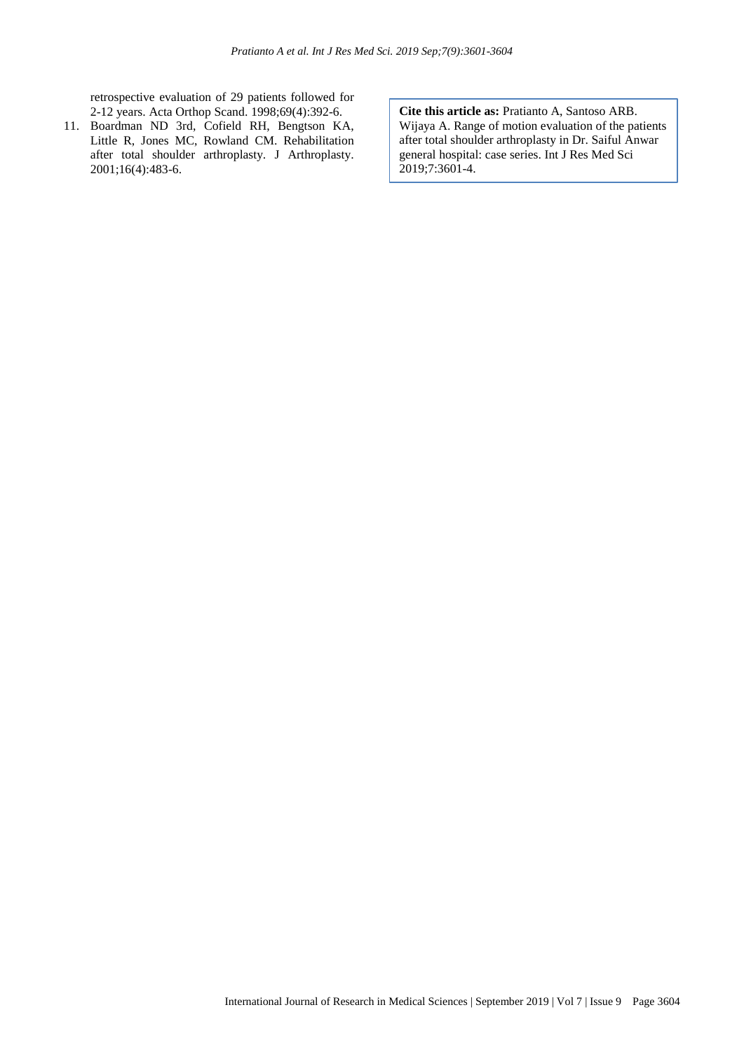retrospective evaluation of 29 patients followed for 2-12 years. Acta Orthop Scand. 1998;69(4):392-6.

11. Boardman ND 3rd, Cofield RH, Bengtson KA, Little R, Jones MC, Rowland CM. Rehabilitation after total shoulder arthroplasty. J Arthroplasty. 2001;16(4):483-6.

**Cite this article as:** Pratianto A, Santoso ARB. Wijaya A. Range of motion evaluation of the patients after total shoulder arthroplasty in Dr. Saiful Anwar general hospital: case series. Int J Res Med Sci 2019;7:3601-4.